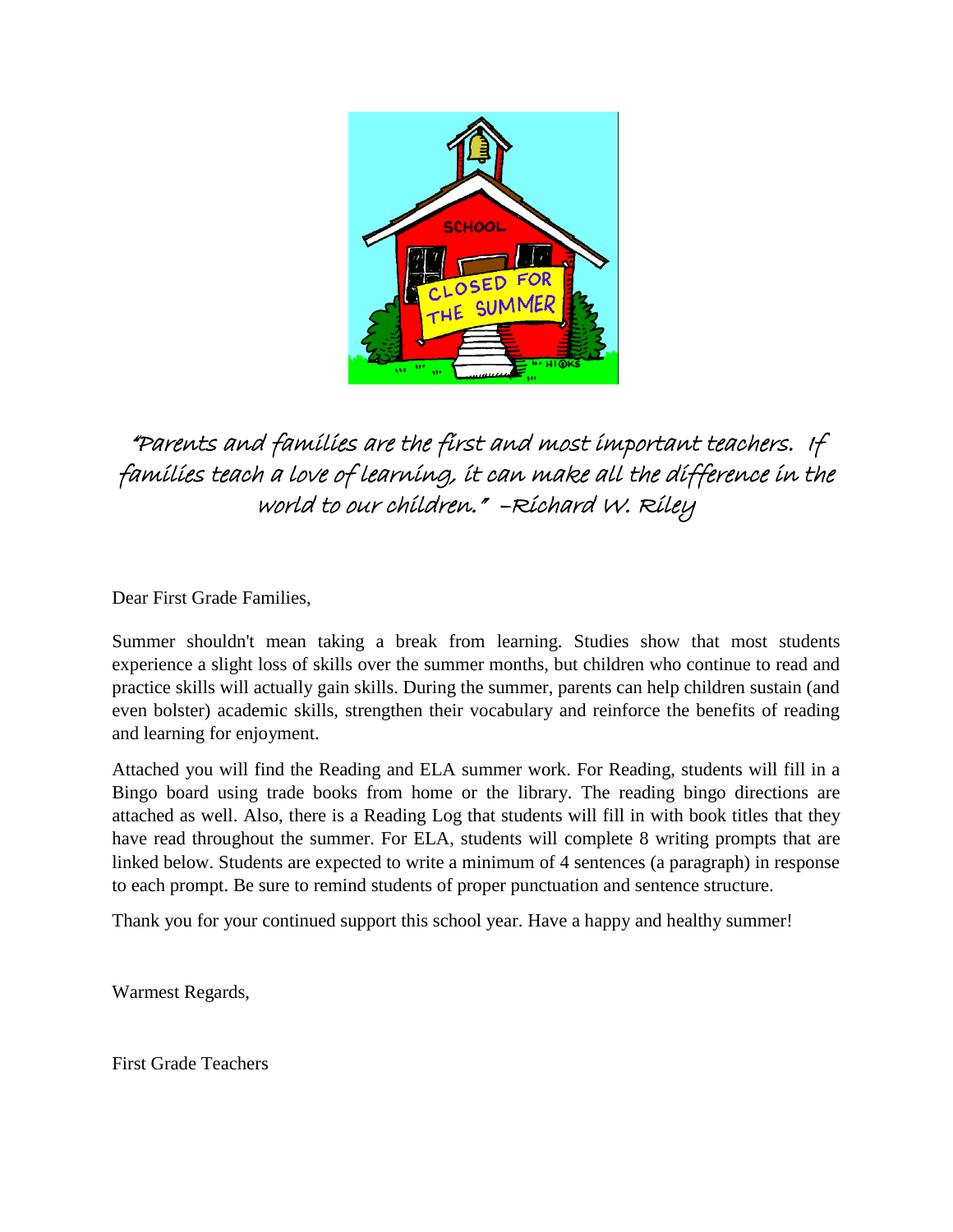*"Parents and families are the first and most important teachers. If families teach a love of learning, it can make all the difference in the world to our children." –Richard W. Riley*

Dear First Grade Families,

Summer shouldn't mean taking a break from learning. Studies show that most students experience a slight loss of skills over the summer months, but children who continue to read and practice skills will actually gain skills. During the summer, parents can help children sustain (and even bolster) academic skills, strengthen their vocabulary and reinforce the benefits of reading and learning for enjoyment.

Attached you will find the Reading and ELA summer work. For Reading, students will fill in a Bingo board using trade books from home or the library. The reading bingo directions are attached as well. Also, there is a Reading Log that students will fill in with book titles that they have read throughout the summer. For ELA, students will complete 8 writing prompts that are linked below. Students are expected to write a minimum of 4 sentences (a paragraph) in response to each prompt. Be sure to remind students of proper punctuation and sentence structure.

Thank you for your continued support this school year. Have a happy and healthy summer!

Warmest Regards,

First Grade Teachers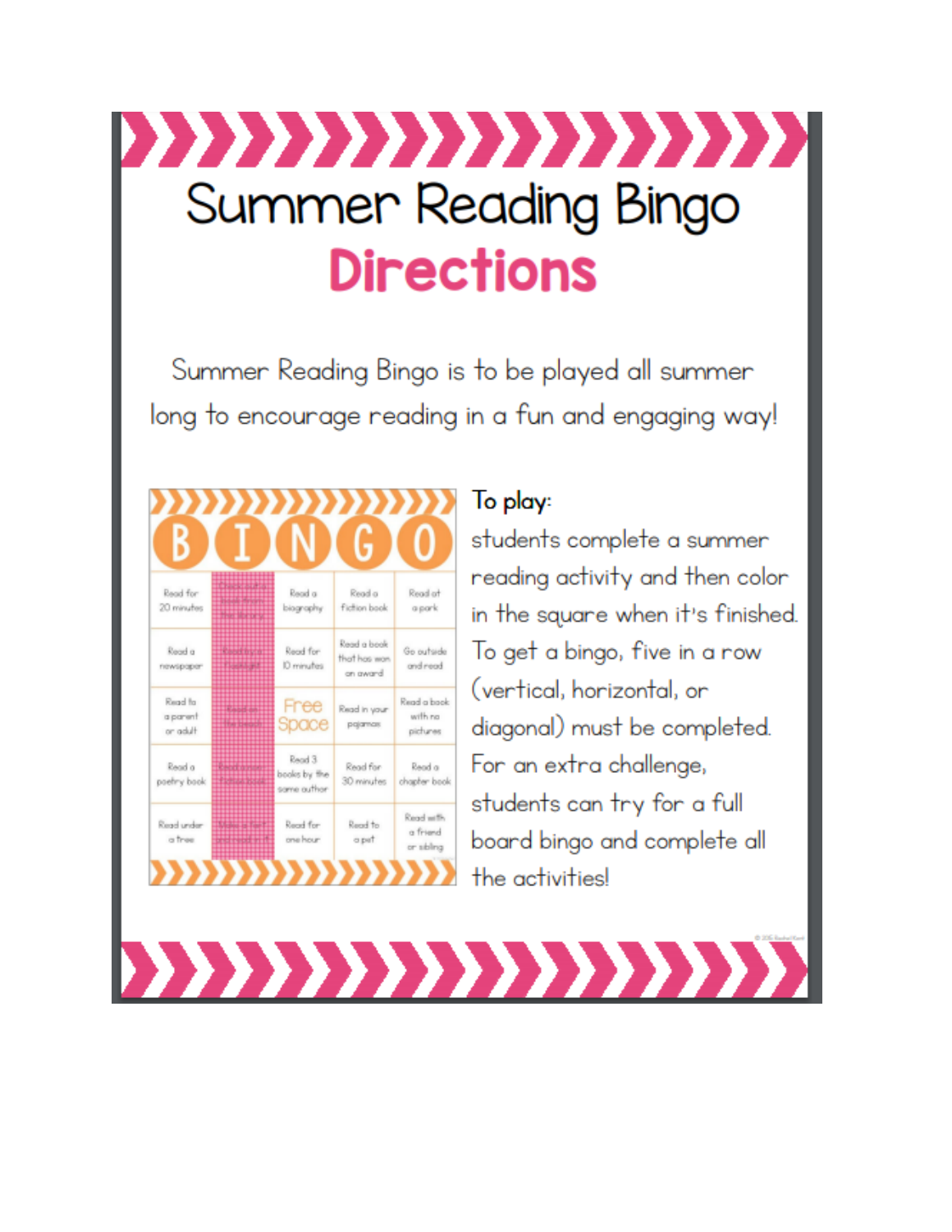# Summer Reading Bingo

## Directions

Summer Reading Bingo is to be played all summer long to encourage reading in a fun and engaging way!

| B | I | N | G | O |
|---|---|---|---|---|
| Read for 20 minutes | | Read a biography | Read a fiction book | Read at a park |
| Read a newspaper | | Read for 10 minutes | Read a book that has won an award | Go outside and read |
| Read to a parent or adult | | Free Space | Read in your pajamas | Read a book with no pictures |
| Read a poetry book | | Read 3 books by the same author | Read for 30 minutes | Read a chapter book |
| Read under a tree | | Read for one hour | Read to a pet | Read with a friend or sibling |

**To play:**

students complete a summer reading activity and then color in the square when it's finished. To get a bingo, five in a row (vertical, horizontal, or diagonal) must be completed. For an extra challenge, students can try for a full board bingo and complete all the activities!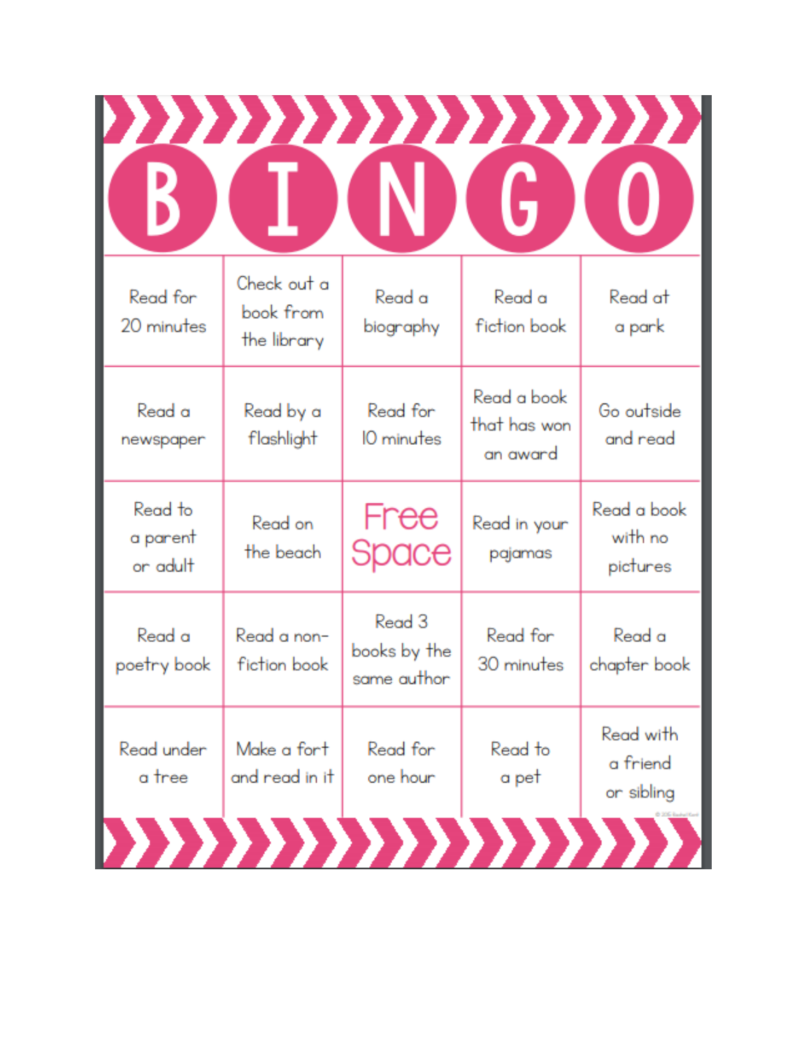# BINGO

| B | I | N | G | O |
| --- | --- | --- | --- | --- |
| Read for 20 minutes | Check out a book from the library | Read a biography | Read a fiction book | Read at a park |
| Read a newspaper | Read by a flashlight | Read for 10 minutes | Read a book that has won an award | Go outside and read |
| Read to a parent or adult | Read on the beach | Free Space | Read in your pajamas | Read a book with no pictures |
| Read a poetry book | Read a non-fiction book | Read 3 books by the same author | Read for 30 minutes | Read a chapter book |
| Read under a tree | Make a fort and read in it | Read for one hour | Read to a pet | Read with a friend or sibling |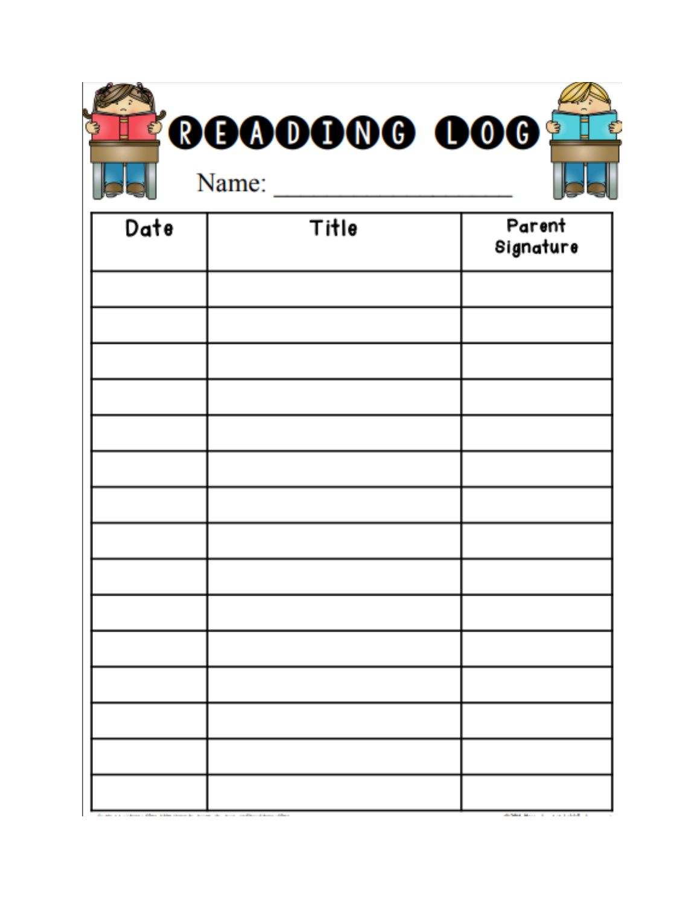# READING LOG

Name: ____________________

| Date | Title | Parent Signature |
|---|---|---|
| | | |
| | | |
| | | |
| | | |
| | | |
| | | |
| | | |
| | | |
| | | |
| | | |
| | | |
| | | |
| | | |
| | | |
| | | |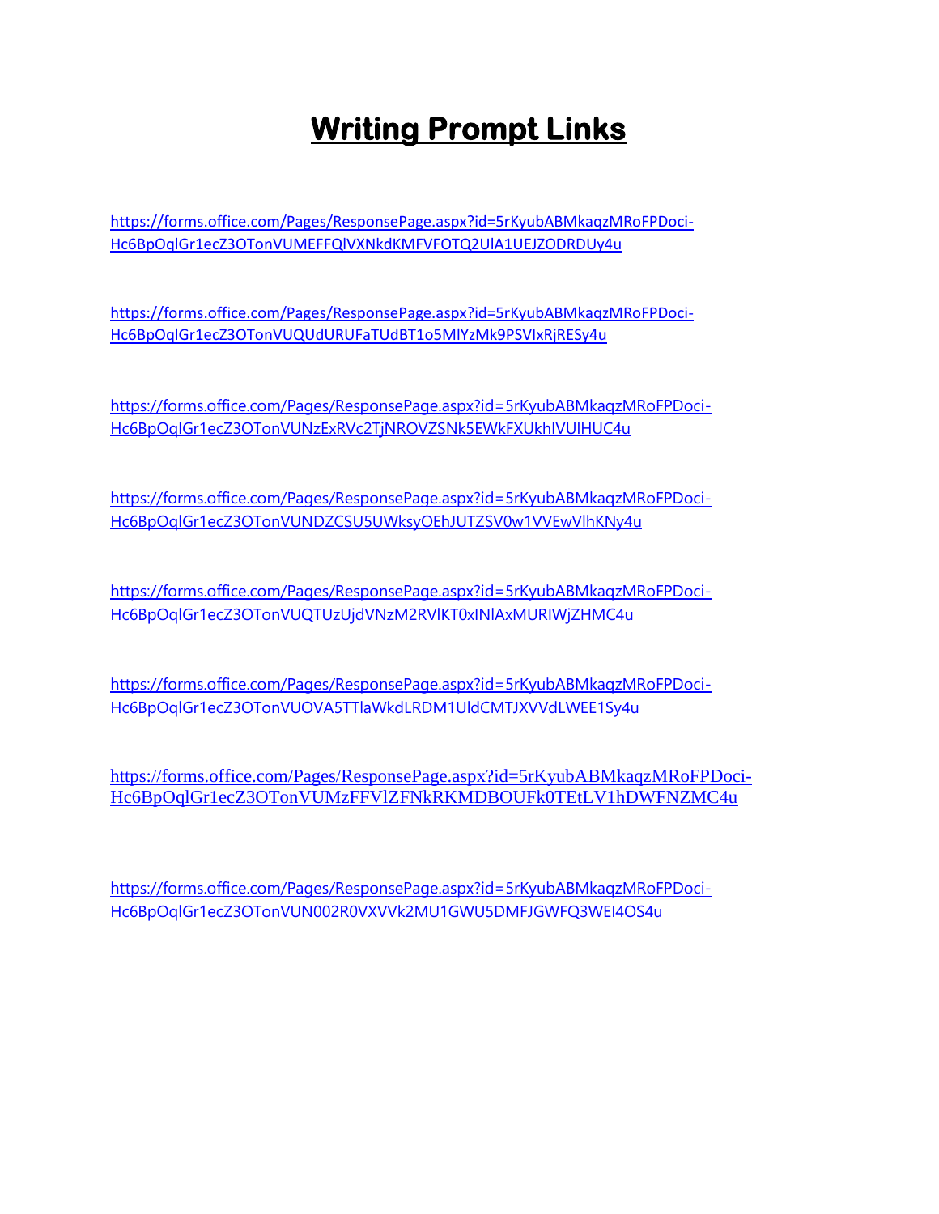# Writing Prompt Links

https://forms.office.com/Pages/ResponsePage.aspx?id=5rKyubABMkaqzMRoFPDoci-Hc6BpOqlGr1ecZ3OTonVUMEFFQlVXNkdKMFVFOTQ2UlA1UEJZODRDUy4u

https://forms.office.com/Pages/ResponsePage.aspx?id=5rKyubABMkaqzMRoFPDoci-Hc6BpOqlGr1ecZ3OTonVUQUdURUFaTUdBT1o5MlYzMk9PSVIxRjRESy4u

https://forms.office.com/Pages/ResponsePage.aspx?id=5rKyubABMkaqzMRoFPDoci-Hc6BpOqlGr1ecZ3OTonVUNzExRVc2TjNROVZSNk5EWkFXUkhIVUlHUC4u

https://forms.office.com/Pages/ResponsePage.aspx?id=5rKyubABMkaqzMRoFPDoci-Hc6BpOqlGr1ecZ3OTonVUNDZCSU5UWksyOEhJUTZSV0w1VVEwVlhKNy4u

https://forms.office.com/Pages/ResponsePage.aspx?id=5rKyubABMkaqzMRoFPDoci-Hc6BpOqlGr1ecZ3OTonVUQTUzUjdVNzM2RVlKT0xINlAxMURIWjZHMC4u

https://forms.office.com/Pages/ResponsePage.aspx?id=5rKyubABMkaqzMRoFPDoci-Hc6BpOqlGr1ecZ3OTonVUOVA5TTlaWkdLRDM1UldCMTJXVVdLWEE1Sy4u

https://forms.office.com/Pages/ResponsePage.aspx?id=5rKyubABMkaqzMRoFPDoci-Hc6BpOqlGr1ecZ3OTonVUMzFFVlZFNkRKMDBOUFk0TEtLV1hDWFNZMC4u

https://forms.office.com/Pages/ResponsePage.aspx?id=5rKyubABMkaqzMRoFPDoci-Hc6BpOqlGr1ecZ3OTonVUN002R0VXVVk2MU1GWU5DMFJGWFQ3WEI4OS4u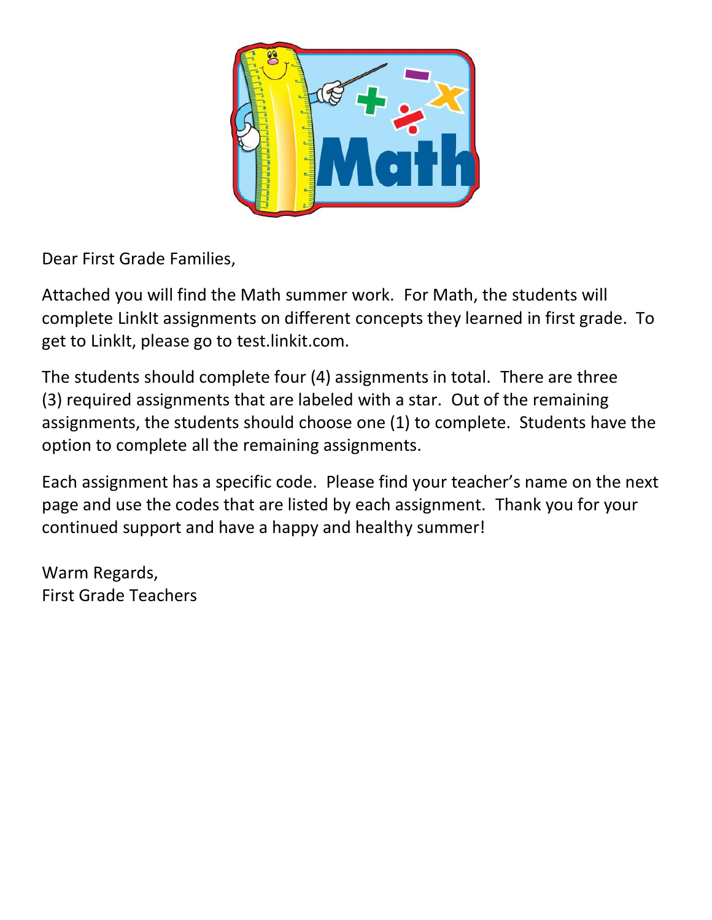Dear First Grade Families,

Attached you will find the Math summer work. For Math, the students will complete LinkIt assignments on different concepts they learned in first grade. To get to LinkIt, please go to test.linkit.com.

The students should complete four (4) assignments in total. There are three (3) required assignments that are labeled with a star. Out of the remaining assignments, the students should choose one (1) to complete. Students have the option to complete all the remaining assignments.

Each assignment has a specific code. Please find your teacher's name on the next page and use the codes that are listed by each assignment. Thank you for your continued support and have a happy and healthy summer!

Warm Regards,
First Grade Teachers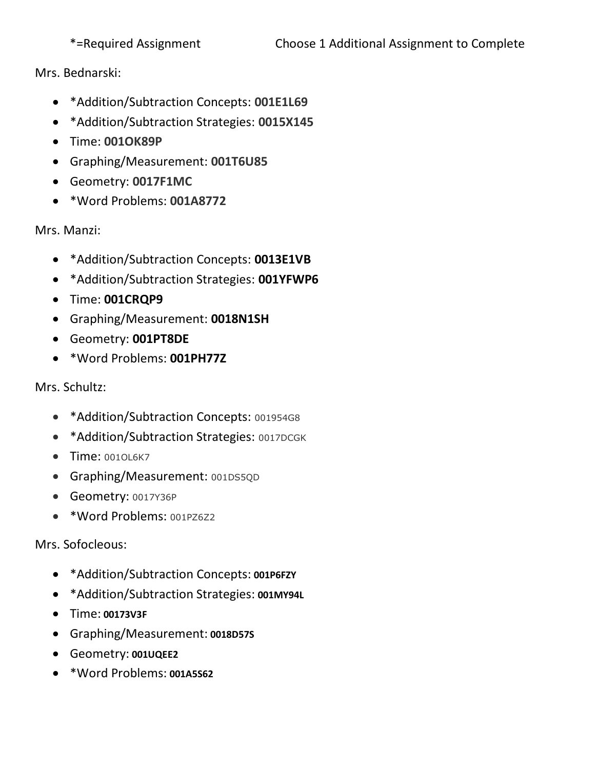*=Required Assignment Choose 1 Additional Assignment to Complete

Mrs. Bednarski:

- *Addition/Subtraction Concepts: **001E1L69**
- *Addition/Subtraction Strategies: **0015X145**
- Time: **001OK89P**
- Graphing/Measurement: **001T6U85**
- Geometry: **0017F1MC**
- *Word Problems: **001A8772**

Mrs. Manzi:

- *Addition/Subtraction Concepts: **0013E1VB**
- *Addition/Subtraction Strategies: **001YFWP6**
- Time: **001CRQP9**
- Graphing/Measurement: **0018N1SH**
- Geometry: **001PT8DE**
- *Word Problems: **001PH77Z**

Mrs. Schultz:

- *Addition/Subtraction Concepts: 001954G8
- *Addition/Subtraction Strategies: 0017DCGK
- Time: 001OL6K7
- Graphing/Measurement: 001DS5QD
- Geometry: 0017Y36P
- *Word Problems: 001PZ6Z2

Mrs. Sofocleous:

- *Addition/Subtraction Concepts: **001P6FZY**
- *Addition/Subtraction Strategies: **001MY94L**
- Time: **00173V3F**
- Graphing/Measurement: **0018D57S**
- Geometry: **001UQEE2**
- *Word Problems: **001A5S62**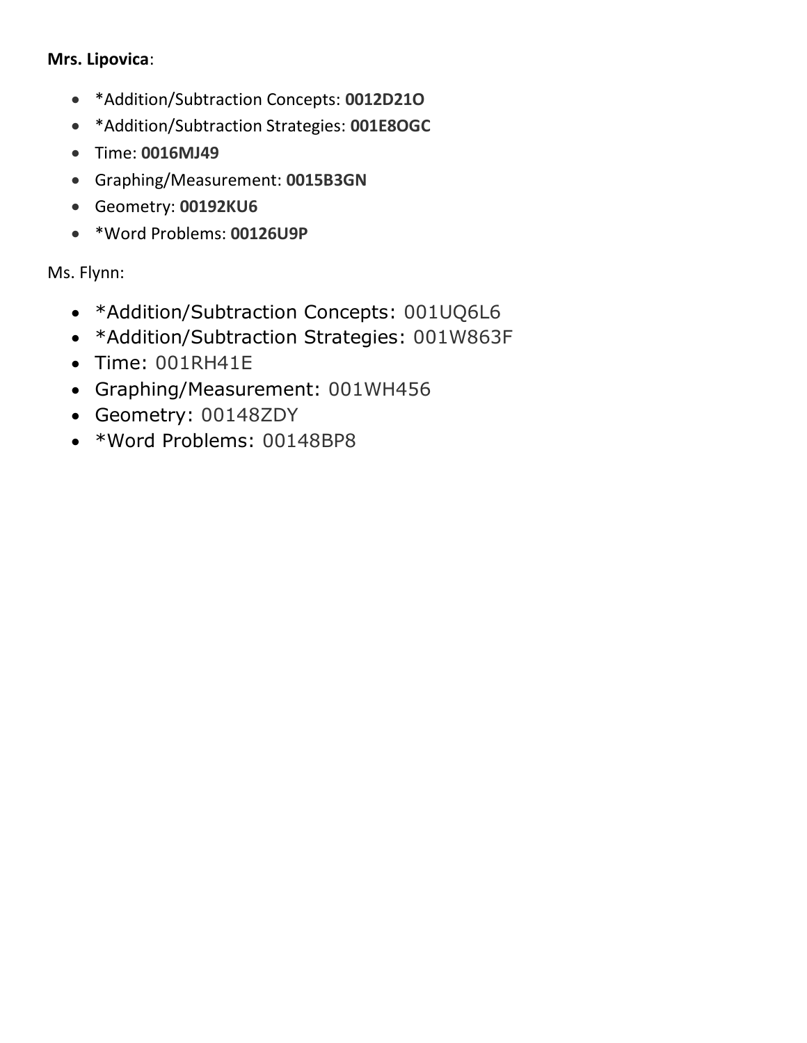**Mrs. Lipovica**:

- *Addition/Subtraction Concepts: **0012D21O**
- *Addition/Subtraction Strategies: **001E8OGC**
- Time: **0016MJ49**
- Graphing/Measurement: **0015B3GN**
- Geometry: **00192KU6**
- *Word Problems: **00126U9P**

Ms. Flynn:

- *Addition/Subtraction Concepts: 001UQ6L6
- *Addition/Subtraction Strategies: 001W863F
- Time: 001RH41E
- Graphing/Measurement: 001WH456
- Geometry: 00148ZDY
- *Word Problems: 00148BP8